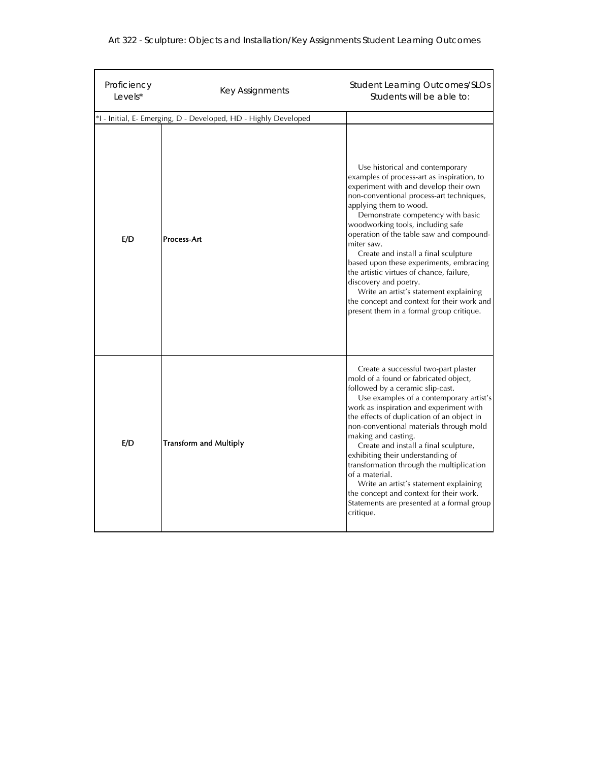# Art 322 - Sculpture: Objects and Installation/Key Assignments Student Learning Outcomes

| Proficiency Levels* | Key Assignments | Student Learning Outcomes/SLOs Students will be able to: |
|---|---|---|
| *I - Initial, E- Emerging, D - Developed, HD - Highly Developed | | |
| E/D | Process-Art | Use historical and contemporary examples of process-art as inspiration, to experiment with and develop their own non-conventional process-art techniques, applying them to wood.<br>Demonstrate competency with basic woodworking tools, including safe operation of the table saw and compound-miter saw.<br>Create and install a final sculpture based upon these experiments, embracing the artistic virtues of chance, failure, discovery and poetry.<br>Write an artist's statement explaining the concept and context for their work and present them in a formal group critique. |
| E/D | Transform and Multiply | Create a successful two-part plaster mold of a found or fabricated object, followed by a ceramic slip-cast.<br>Use examples of a contemporary artist's work as inspiration and experiment with the effects of duplication of an object in non-conventional materials through mold making and casting.<br>Create and install a final sculpture, exhibiting their understanding of transformation through the multiplication of a material.<br>Write an artist's statement explaining the concept and context for their work. Statements are presented at a formal group critique. |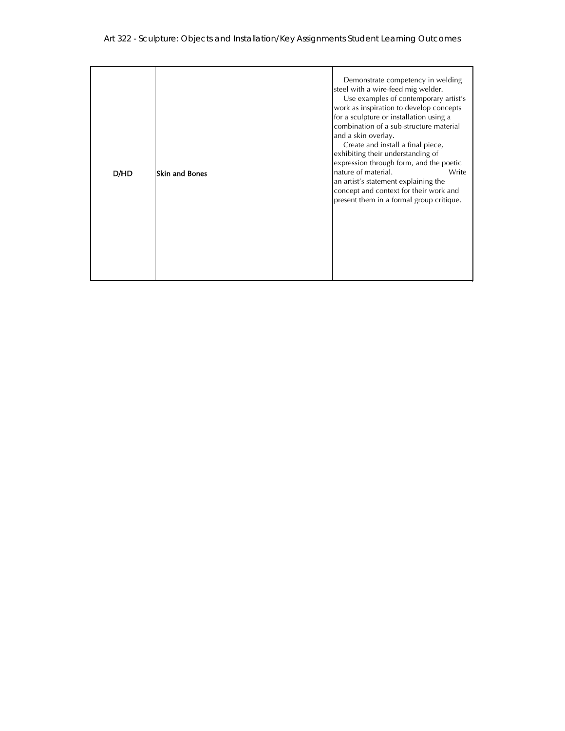| | | |
|---|---|---|
| D/HD | Skin and Bones | Demonstrate competency in welding steel with a wire-feed mig welder.<br>Use examples of contemporary artist's work as inspiration to develop concepts for a sculpture or installation using a combination of a sub-structure material and a skin overlay.<br>Create and install a final piece, exhibiting their understanding of expression through form, and the poetic nature of material. Write an artist's statement explaining the concept and context for their work and present them in a formal group critique. |